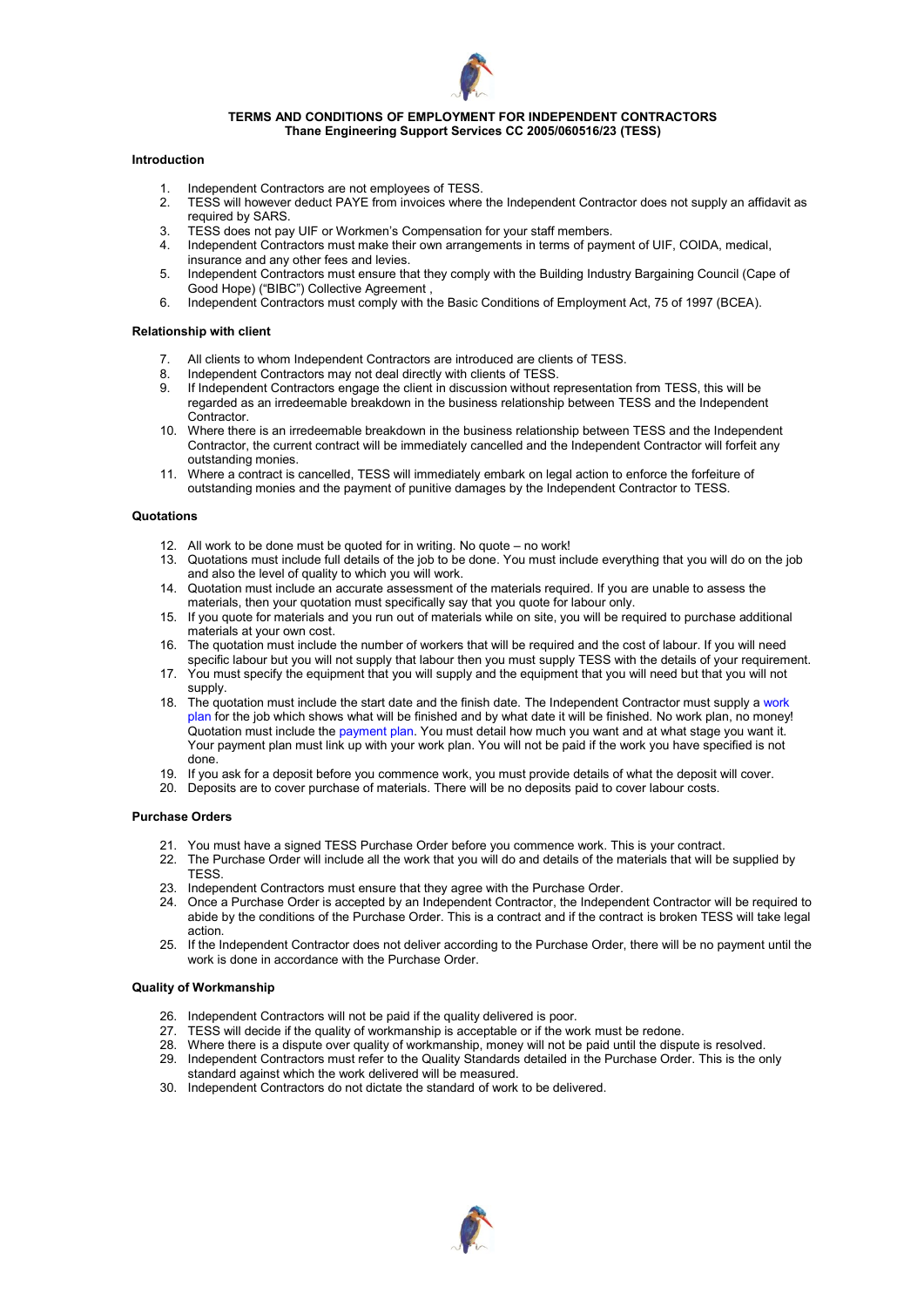# TERMS AND CONDITIONS OF EMPLOYMENT FOR INDEPENDENT CONTRACTORS
## Thane Engineering Support Services CC 2005/060516/23 (TESS)

**Introduction**

1. Independent Contractors are not employees of TESS.
2. TESS will however deduct PAYE from invoices where the Independent Contractor does not supply an affidavit as required by SARS.
3. TESS does not pay UIF or Workmen's Compensation for your staff members.
4. Independent Contractors must make their own arrangements in terms of payment of UIF, COIDA, medical, insurance and any other fees and levies.
5. Independent Contractors must ensure that they comply with the Building Industry Bargaining Council (Cape of Good Hope) ("BIBC") Collective Agreement ,
6. Independent Contractors must comply with the Basic Conditions of Employment Act, 75 of 1997 (BCEA).

**Relationship with client**

7. All clients to whom Independent Contractors are introduced are clients of TESS.
8. Independent Contractors may not deal directly with clients of TESS.
9. If Independent Contractors engage the client in discussion without representation from TESS, this will be regarded as an irredeemable breakdown in the business relationship between TESS and the Independent Contractor.
10. Where there is an irredeemable breakdown in the business relationship between TESS and the Independent Contractor, the current contract will be immediately cancelled and the Independent Contractor will forfeit any outstanding monies.
11. Where a contract is cancelled, TESS will immediately embark on legal action to enforce the forfeiture of outstanding monies and the payment of punitive damages by the Independent Contractor to TESS.

**Quotations**

12. All work to be done must be quoted for in writing. No quote – no work!
13. Quotations must include full details of the job to be done. You must include everything that you will do on the job and also the level of quality to which you will work.
14. Quotation must include an accurate assessment of the materials required. If you are unable to assess the materials, then your quotation must specifically say that you quote for labour only.
15. If you quote for materials and you run out of materials while on site, you will be required to purchase additional materials at your own cost.
16. The quotation must include the number of workers that will be required and the cost of labour. If you will need specific labour but you will not supply that labour then you must supply TESS with the details of your requirement.
17. You must specify the equipment that you will supply and the equipment that you will need but that you will not supply.
18. The quotation must include the start date and the finish date. The Independent Contractor must supply a work plan for the job which shows what will be finished and by what date it will be finished. No work plan, no money! Quotation must include the payment plan. You must detail how much you want and at what stage you want it. Your payment plan must link up with your work plan. You will not be paid if the work you have specified is not done.
19. If you ask for a deposit before you commence work, you must provide details of what the deposit will cover.
20. Deposits are to cover purchase of materials. There will be no deposits paid to cover labour costs.

**Purchase Orders**

21. You must have a signed TESS Purchase Order before you commence work. This is your contract.
22. The Purchase Order will include all the work that you will do and details of the materials that will be supplied by TESS.
23. Independent Contractors must ensure that they agree with the Purchase Order.
24. Once a Purchase Order is accepted by an Independent Contractor, the Independent Contractor will be required to abide by the conditions of the Purchase Order. This is a contract and if the contract is broken TESS will take legal action.
25. If the Independent Contractor does not deliver according to the Purchase Order, there will be no payment until the work is done in accordance with the Purchase Order.

**Quality of Workmanship**

26. Independent Contractors will not be paid if the quality delivered is poor.
27. TESS will decide if the quality of workmanship is acceptable or if the work must be redone.
28. Where there is a dispute over quality of workmanship, money will not be paid until the dispute is resolved.
29. Independent Contractors must refer to the Quality Standards detailed in the Purchase Order. This is the only standard against which the work delivered will be measured.
30. Independent Contractors do not dictate the standard of work to be delivered.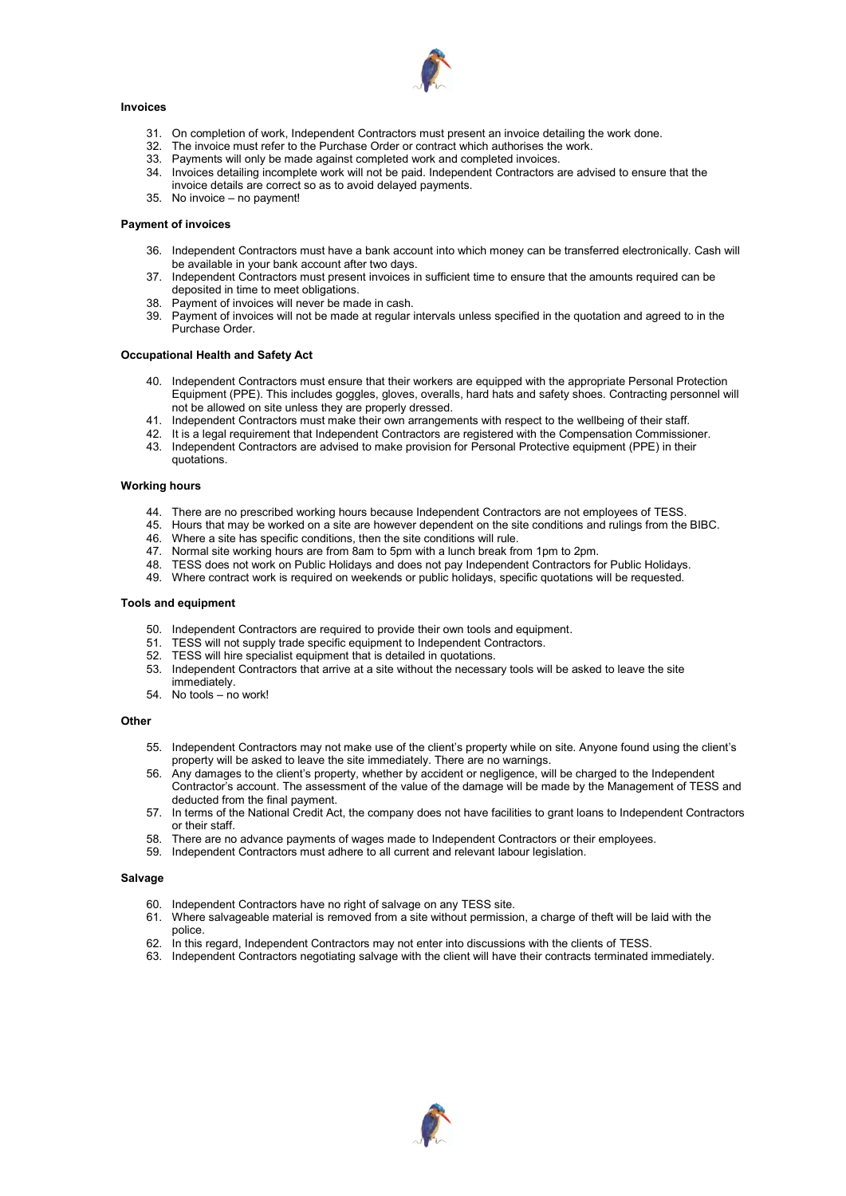**Invoices**

31. On completion of work, Independent Contractors must present an invoice detailing the work done.
32. The invoice must refer to the Purchase Order or contract which authorises the work.
33. Payments will only be made against completed work and completed invoices.
34. Invoices detailing incomplete work will not be paid. Independent Contractors are advised to ensure that the invoice details are correct so as to avoid delayed payments.
35. No invoice – no payment!

**Payment of invoices**

36. Independent Contractors must have a bank account into which money can be transferred electronically. Cash will be available in your bank account after two days.
37. Independent Contractors must present invoices in sufficient time to ensure that the amounts required can be deposited in time to meet obligations.
38. Payment of invoices will never be made in cash.
39. Payment of invoices will not be made at regular intervals unless specified in the quotation and agreed to in the Purchase Order.

**Occupational Health and Safety Act**

40. Independent Contractors must ensure that their workers are equipped with the appropriate Personal Protection Equipment (PPE). This includes goggles, gloves, overalls, hard hats and safety shoes. Contracting personnel will not be allowed on site unless they are properly dressed.
41. Independent Contractors must make their own arrangements with respect to the wellbeing of their staff.
42. It is a legal requirement that Independent Contractors are registered with the Compensation Commissioner.
43. Independent Contractors are advised to make provision for Personal Protective equipment (PPE) in their quotations.

**Working hours**

44. There are no prescribed working hours because Independent Contractors are not employees of TESS.
45. Hours that may be worked on a site are however dependent on the site conditions and rulings from the BIBC.
46. Where a site has specific conditions, then the site conditions will rule.
47. Normal site working hours are from 8am to 5pm with a lunch break from 1pm to 2pm.
48. TESS does not work on Public Holidays and does not pay Independent Contractors for Public Holidays.
49. Where contract work is required on weekends or public holidays, specific quotations will be requested.

**Tools and equipment**

50. Independent Contractors are required to provide their own tools and equipment.
51. TESS will not supply trade specific equipment to Independent Contractors.
52. TESS will hire specialist equipment that is detailed in quotations.
53. Independent Contractors that arrive at a site without the necessary tools will be asked to leave the site immediately.
54. No tools – no work!

**Other**

55. Independent Contractors may not make use of the client's property while on site. Anyone found using the client's property will be asked to leave the site immediately. There are no warnings.
56. Any damages to the client's property, whether by accident or negligence, will be charged to the Independent Contractor's account. The assessment of the value of the damage will be made by the Management of TESS and deducted from the final payment.
57. In terms of the National Credit Act, the company does not have facilities to grant loans to Independent Contractors or their staff.
58. There are no advance payments of wages made to Independent Contractors or their employees.
59. Independent Contractors must adhere to all current and relevant labour legislation.

**Salvage**

60. Independent Contractors have no right of salvage on any TESS site.
61. Where salvageable material is removed from a site without permission, a charge of theft will be laid with the police.
62. In this regard, Independent Contractors may not enter into discussions with the clients of TESS.
63. Independent Contractors negotiating salvage with the client will have their contracts terminated immediately.